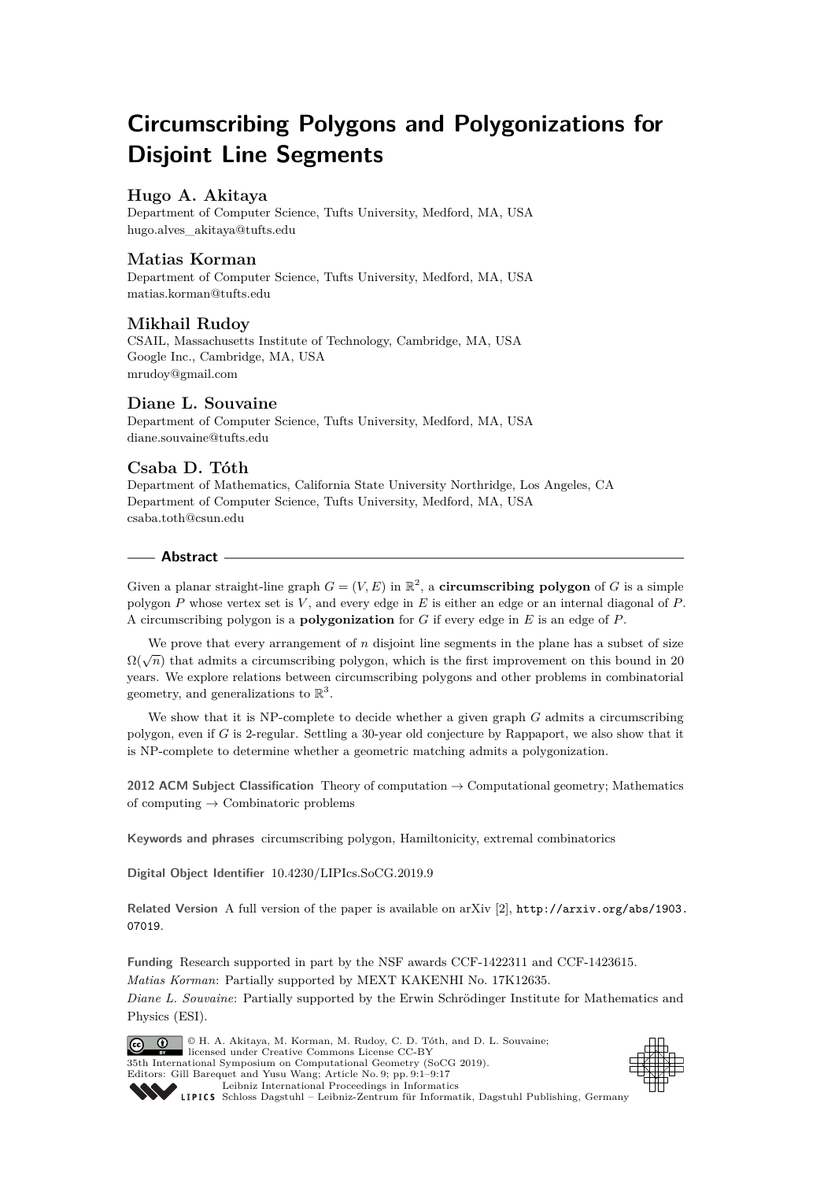# Circumscribing Polygons and Polygonizations for Disjoint Line Segments

### Hugo A. Akitaya

Department of Computer Science, Tufts University, Medford, MA, USA
hugo.alves_akitaya@tufts.edu

### Matias Korman

Department of Computer Science, Tufts University, Medford, MA, USA
matias.korman@tufts.edu

### Mikhail Rudoy

CSAIL, Massachusetts Institute of Technology, Cambridge, MA, USA
Google Inc., Cambridge, MA, USA
mrudoy@gmail.com

### Diane L. Souvaine

Department of Computer Science, Tufts University, Medford, MA, USA
diane.souvaine@tufts.edu

### Csaba D. Tóth

Department of Mathematics, California State University Northridge, Los Angeles, CA
Department of Computer Science, Tufts University, Medford, MA, USA
csaba.toth@csun.edu

## Abstract

Given a planar straight-line graph $G = (V, E)$ in $\mathbb{R}^2$, a **circumscribing polygon** of $G$ is a simple polygon $P$ whose vertex set is $V$, and every edge in $E$ is either an edge or an internal diagonal of $P$. A circumscribing polygon is a **polygonization** for $G$ if every edge in $E$ is an edge of $P$.

We prove that every arrangement of $n$ disjoint line segments in the plane has a subset of size $\Omega(\sqrt{n})$ that admits a circumscribing polygon, which is the first improvement on this bound in 20 years. We explore relations between circumscribing polygons and other problems in combinatorial geometry, and generalizations to $\mathbb{R}^3$.

We show that it is NP-complete to decide whether a given graph $G$ admits a circumscribing polygon, even if $G$ is 2-regular. Settling a 30-year old conjecture by Rappaport, we also show that it is NP-complete to determine whether a geometric matching admits a polygonization.

**2012 ACM Subject Classification** Theory of computation → Computational geometry; Mathematics of computing → Combinatoric problems

**Keywords and phrases** circumscribing polygon, Hamiltonicity, extremal combinatorics

**Digital Object Identifier** 10.4230/LIPIcs.SoCG.2019.9

**Related Version** A full version of the paper is available on arXiv [2], http://arxiv.org/abs/1903.07019.

**Funding** Research supported in part by the NSF awards CCF-1422311 and CCF-1423615.
*Matias Korman*: Partially supported by MEXT KAKENHI No. 17K12635.
*Diane L. Souvaine*: Partially supported by the Erwin Schrödinger Institute for Mathematics and Physics (ESI).

© H. A. Akitaya, M. Korman, M. Rudoy, C. D. Tóth, and D. L. Souvaine; licensed under Creative Commons License CC-BY
35th International Symposium on Computational Geometry (SoCG 2019).
Editors: Gill Barequet and Yusu Wang; Article No. 9; pp. 9:1–9:17
Leibniz International Proceedings in Informatics
LIPICS Schloss Dagstuhl – Leibniz-Zentrum für Informatik, Dagstuhl Publishing, Germany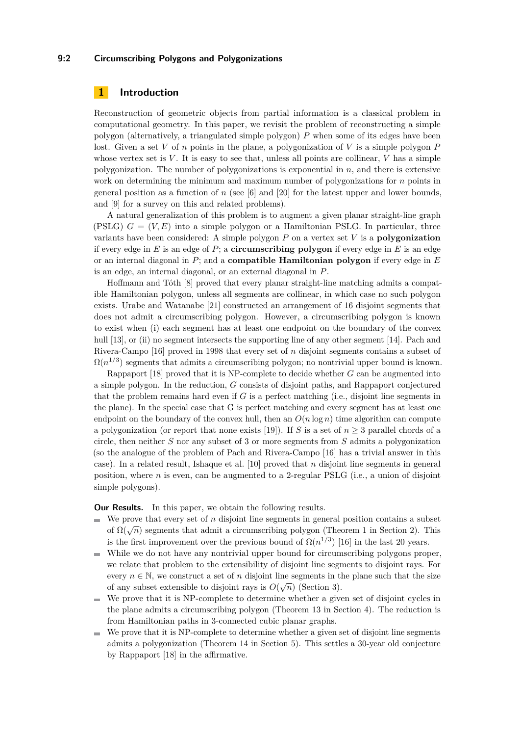## 1 Introduction

Reconstruction of geometric objects from partial information is a classical problem in computational geometry. In this paper, we revisit the problem of reconstructing a simple polygon (alternatively, a triangulated simple polygon) $P$ when some of its edges have been lost. Given a set $V$ of $n$ points in the plane, a polygonization of $V$ is a simple polygon $P$ whose vertex set is $V$. It is easy to see that, unless all points are collinear, $V$ has a simple polygonization. The number of polygonizations is exponential in $n$, and there is extensive work on determining the minimum and maximum number of polygonizations for $n$ points in general position as a function of $n$ (see [6] and [20] for the latest upper and lower bounds, and [9] for a survey on this and related problems).

A natural generalization of this problem is to augment a given planar straight-line graph (PSLG) $G = (V, E)$ into a simple polygon or a Hamiltonian PSLG. In particular, three variants have been considered: A simple polygon $P$ on a vertex set $V$ is a **polygonization** if every edge in $E$ is an edge of $P$; a **circumscribing polygon** if every edge in $E$ is an edge or an internal diagonal in $P$; and a **compatible Hamiltonian polygon** if every edge in $E$ is an edge, an internal diagonal, or an external diagonal in $P$.

Hoffmann and Tóth [8] proved that every planar straight-line matching admits a compatible Hamiltonian polygon, unless all segments are collinear, in which case no such polygon exists. Urabe and Watanabe [21] constructed an arrangement of 16 disjoint segments that does not admit a circumscribing polygon. However, a circumscribing polygon is known to exist when (i) each segment has at least one endpoint on the boundary of the convex hull [13], or (ii) no segment intersects the supporting line of any other segment [14]. Pach and Rivera-Campo [16] proved in 1998 that every set of $n$ disjoint segments contains a subset of $\Omega(n^{1/3})$ segments that admits a circumscribing polygon; no nontrivial upper bound is known.

Rappaport [18] proved that it is NP-complete to decide whether $G$ can be augmented into a simple polygon. In the reduction, $G$ consists of disjoint paths, and Rappaport conjectured that the problem remains hard even if $G$ is a perfect matching (i.e., disjoint line segments in the plane). In the special case that G is perfect matching and every segment has at least one endpoint on the boundary of the convex hull, then an $O(n \log n)$ time algorithm can compute a polygonization (or report that none exists [19]). If $S$ is a set of $n \geq 3$ parallel chords of a circle, then neither $S$ nor any subset of 3 or more segments from $S$ admits a polygonization (so the analogue of the problem of Pach and Rivera-Campo [16] has a trivial answer in this case). In a related result, Ishaque et al. [10] proved that $n$ disjoint line segments in general position, where $n$ is even, can be augmented to a 2-regular PSLG (i.e., a union of disjoint simple polygons).

**Our Results.** In this paper, we obtain the following results.

- We prove that every set of $n$ disjoint line segments in general position contains a subset of $\Omega(\sqrt{n})$ segments that admit a circumscribing polygon (Theorem 1 in Section 2). This is the first improvement over the previous bound of $\Omega(n^{1/3})$ [16] in the last 20 years.
- While we do not have any nontrivial upper bound for circumscribing polygons proper, we relate that problem to the extensibility of disjoint line segments to disjoint rays. For every $n \in \mathbb{N}$, we construct a set of $n$ disjoint line segments in the plane such that the size of any subset extensible to disjoint rays is $O(\sqrt{n})$ (Section 3).
- We prove that it is NP-complete to determine whether a given set of disjoint cycles in the plane admits a circumscribing polygon (Theorem 13 in Section 4). The reduction is from Hamiltonian paths in 3-connected cubic planar graphs.
- We prove that it is NP-complete to determine whether a given set of disjoint line segments admits a polygonization (Theorem 14 in Section 5). This settles a 30-year old conjecture by Rappaport [18] in the affirmative.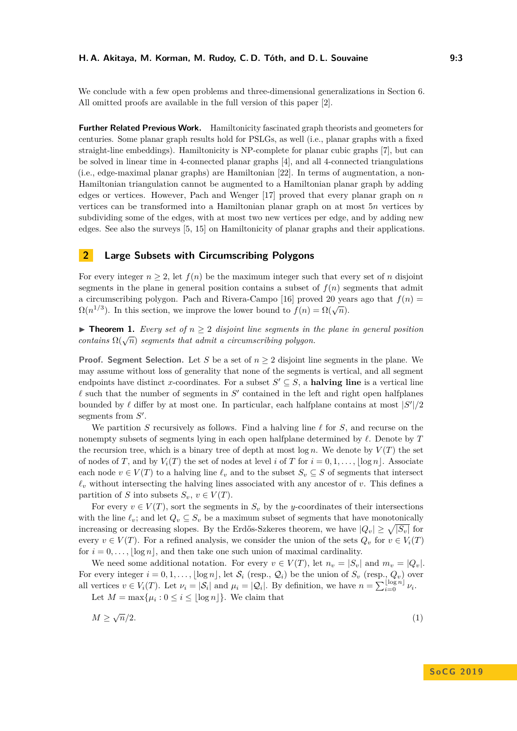We conclude with a few open problems and three-dimensional generalizations in Section 6. All omitted proofs are available in the full version of this paper [2].

**Further Related Previous Work.** Hamiltonicity fascinated graph theorists and geometers for centuries. Some planar graph results hold for PSLGs, as well (i.e., planar graphs with a fixed straight-line embeddings). Hamiltonicity is NP-complete for planar cubic graphs [7], but can be solved in linear time in 4-connected planar graphs [4], and all 4-connected triangulations (i.e., edge-maximal planar graphs) are Hamiltonian [22]. In terms of augmentation, a non-Hamiltonian triangulation cannot be augmented to a Hamiltonian planar graph by adding edges or vertices. However, Pach and Wenger [17] proved that every planar graph on $n$ vertices can be transformed into a Hamiltonian planar graph on at most $5n$ vertices by subdividing some of the edges, with at most two new vertices per edge, and by adding new edges. See also the surveys [5, 15] on Hamiltonicity of planar graphs and their applications.

## 2 Large Subsets with Circumscribing Polygons

For every integer $n \geq 2$, let $f(n)$ be the maximum integer such that every set of $n$ disjoint segments in the plane in general position contains a subset of $f(n)$ segments that admit a circumscribing polygon. Pach and Rivera-Campo [16] proved 20 years ago that $f(n) = \Omega(n^{1/3})$. In this section, we improve the lower bound to $f(n) = \Omega(\sqrt{n})$.

▶ **Theorem 1.** *Every set of $n \geq 2$ disjoint line segments in the plane in general position contains $\Omega(\sqrt{n})$ segments that admit a circumscribing polygon.*

**Proof. Segment Selection.** Let $S$ be a set of $n \geq 2$ disjoint line segments in the plane. We may assume without loss of generality that none of the segments is vertical, and all segment endpoints have distinct $x$-coordinates. For a subset $S' \subseteq S$, a **halving line** is a vertical line $\ell$ such that the number of segments in $S'$ contained in the left and right open halfplanes bounded by $\ell$ differ by at most one. In particular, each halfplane contains at most $|S'|/2$ segments from $S'$.

We partition $S$ recursively as follows. Find a halving line $\ell$ for $S$, and recurse on the nonempty subsets of segments lying in each open halfplane determined by $\ell$. Denote by $T$ the recursion tree, which is a binary tree of depth at most $\log n$. We denote by $V(T)$ the set of nodes of $T$, and by $V_i(T)$ the set of nodes at level $i$ of $T$ for $i = 0, 1, \ldots, \lfloor \log n \rfloor$. Associate each node $v \in V(T)$ to a halving line $\ell_v$ and to the subset $S_v \subseteq S$ of segments that intersect $\ell_v$ without intersecting the halving lines associated with any ancestor of $v$. This defines a partition of $S$ into subsets $S_v$, $v \in V(T)$.

For every $v \in V(T)$, sort the segments in $S_v$ by the $y$-coordinates of their intersections with the line $\ell_v$; and let $Q_v \subseteq S_v$ be a maximum subset of segments that have monotonically increasing or decreasing slopes. By the Erdős-Szkeres theorem, we have $|Q_v| \geq \sqrt{|S_v|}$ for every $v \in V(T)$. For a refined analysis, we consider the union of the sets $Q_v$ for $v \in V_i(T)$ for $i = 0, \ldots, \lfloor \log n \rfloor$, and then take one such union of maximal cardinality.

We need some additional notation. For every $v \in V(T)$, let $n_v = |S_v|$ and $m_v = |Q_v|$. For every integer $i = 0, 1, \ldots, \lfloor \log n \rfloor$, let $\mathcal{S}_i$ (resp., $\mathcal{Q}_i$) be the union of $S_v$ (resp., $Q_v$) over all vertices $v \in V_i(T)$. Let $\nu_i = |\mathcal{S}_i|$ and $\mu_i = |\mathcal{Q}_i|$. By definition, we have $n = \sum_{i=0}^{\lfloor \log n \rfloor} \nu_i$.

Let $M = \max\{\mu_i : 0 \leq i \leq \lfloor \log n \rfloor\}$. We claim that

$$M \geq \sqrt{n}/2. \tag{1}$$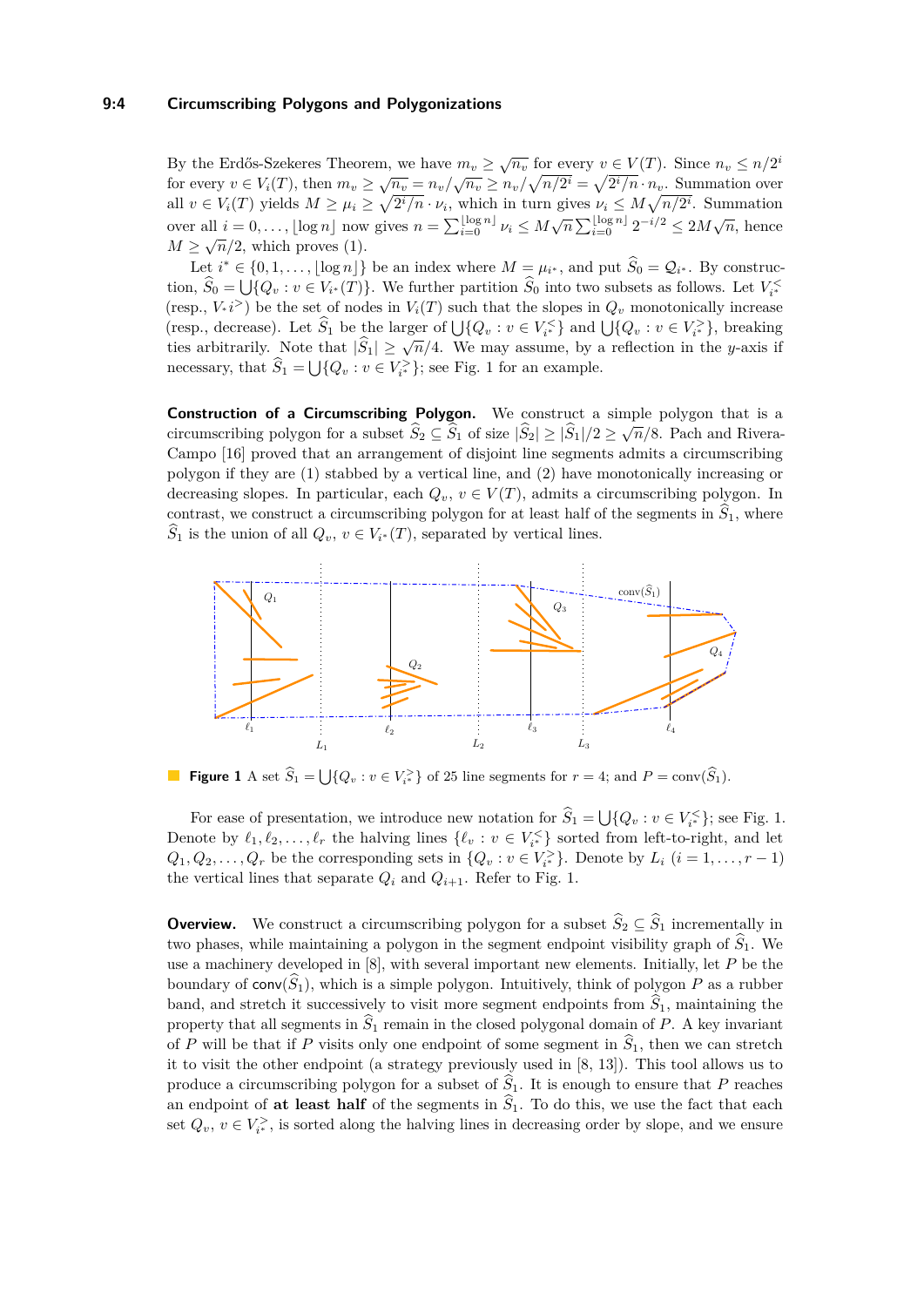By the Erdős-Szekeres Theorem, we have $m_v \geq \sqrt{n_v}$ for every $v \in V(T)$. Since $n_v \leq n/2^i$ for every $v \in V_i(T)$, then $m_v \geq \sqrt{n_v} = n_v/\sqrt{n_v} \geq n_v/\sqrt{n/2^i} = \sqrt{2^i/n} \cdot n_v$. Summation over all $i = V_i(T)$ yields $M \geq \mu_i \geq \sqrt{2^i/n} \cdot \nu_i$, which in turn gives $\nu_i \leq M\sqrt{n/2^i}$. Summation over all $i = 0, \ldots, \lfloor \log n \rfloor$ now gives $n = \sum_{i=0}^{\lfloor \log n \rfloor} \nu_i \leq M\sqrt{n} \sum_{i=0}^{\lfloor \log n \rfloor} 2^{-i/2} \leq 2M\sqrt{n}$, hence $M \geq \sqrt{n}/2$, which proves (1).

Let $i^* \in \{0, 1, \ldots, \lfloor \log n \rfloor\}$ be an index where $M = \mu_{i^*}$, and put $\widehat{S}_0 = \mathcal{Q}_{i^*}$. By construction, $\widehat{S}_0 = \bigcup\{Q_v : v \in V_{i^*}(T)\}$. We further partition $\widehat{S}_0$ into two subsets as follows. Let $V_{i^*}^{<}$ (resp., $V_{i^*}^{>}$) be the set of nodes in $V_i(T)$ such that the slopes in $Q_v$ monotonically increase (resp., decrease). Let $\widehat{S}_1$ be the larger of $\bigcup\{Q_v : v \in V_{i^*}^{<}\}$ and $\bigcup\{Q_v : v \in V_{i^*}^{>}\}$, breaking ties arbitrarily. Note that $|\widehat{S}_1| \geq \sqrt{n}/4$. We may assume, by a reflection in the $y$-axis if necessary, that $\widehat{S}_1 = \bigcup\{Q_v : v \in V_{i^*}^{>}\}$; see Fig. 1 for an example.

**Construction of a Circumscribing Polygon.** We construct a simple polygon that is a circumscribing polygon for a subset $\widehat{S}_2 \subseteq \widehat{S}_1$ of size $|\widehat{S}_2| \geq |\widehat{S}_1|/2 \geq \sqrt{n}/8$. Pach and Rivera-Campo [16] proved that an arrangement of disjoint line segments admits a circumscribing polygon if they are (1) stabbed by a vertical line, and (2) have monotonically increasing or decreasing slopes. In particular, each $Q_v$, $v \in V(T)$, admits a circumscribing polygon. In contrast, we construct a circumscribing polygon for at least half of the segments in $\widehat{S}_1$, where $\widehat{S}_1$ is the union of all $Q_v$, $v \in V_{i^*}(T)$, separated by vertical lines.

**Figure 1** A set $\widehat{S}_1 = \bigcup\{Q_v : v \in V_{i^*}^{>}\}$ of 25 line segments for $r = 4$; and $P = \text{conv}(\widehat{S}_1)$.

For ease of presentation, we introduce new notation for $\widehat{S}_1 = \bigcup\{Q_v : v \in V_{i^*}^{<}\}$; see Fig. 1. Denote by $\ell_1, \ell_2, \ldots, \ell_r$ the halving lines $\{\ell_v : v \in V_{i^*}^{<}\}$ sorted from left-to-right, and let $Q_1, Q_2, \ldots, Q_r$ be the corresponding sets in $\{Q_v : v \in V_{i^*}^{>}\}$. Denote by $L_i$ $(i = 1, \ldots, r-1)$ the vertical lines that separate $Q_i$ and $Q_{i+1}$. Refer to Fig. 1.

**Overview.** We construct a circumscribing polygon for a subset $\widehat{S}_2 \subseteq \widehat{S}_1$ incrementally in two phases, while maintaining a polygon in the segment endpoint visibility graph of $\widehat{S}_1$. We use a machinery developed in [8], with several important new elements. Initially, let $P$ be the boundary of $\text{conv}(\widehat{S}_1)$, which is a simple polygon. Intuitively, think of polygon $P$ as a rubber band, and stretch it successively to visit more segment endpoints from $\widehat{S}_1$, maintaining the property that all segments in $\widehat{S}_1$ remain in the closed polygonal domain of $P$. A key invariant of $P$ will be that if $P$ visits only one endpoint of some segment in $\widehat{S}_1$, then we can stretch it to visit the other endpoint (a strategy previously used in [8, 13]). This tool allows us to produce a circumscribing polygon for a subset of $\widehat{S}_1$. It is enough to ensure that $P$ reaches an endpoint of **at least half** of the segments in $\widehat{S}_1$. To do this, we use the fact that each set $Q_v$, $v \in V_{i^*}^{>}$, is sorted along the halving lines in decreasing order by slope, and we ensure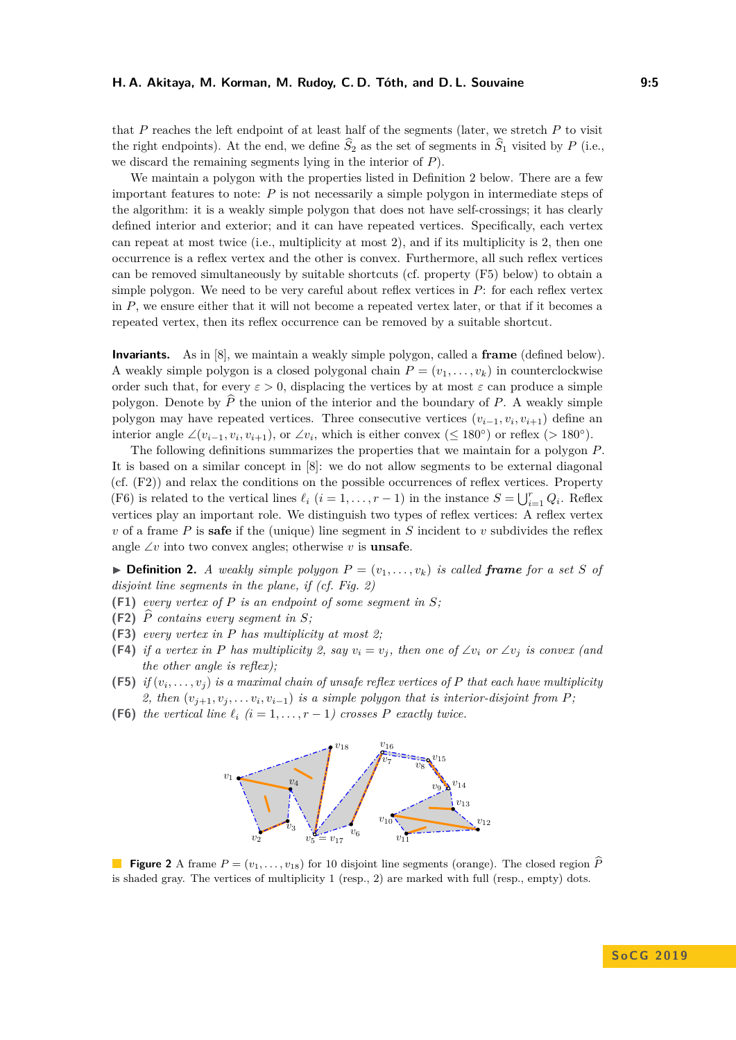that $P$ reaches the left endpoint of at least half of the segments (later, we stretch $P$ to visit the right endpoints). At the end, we define $\widehat{S}_2$ as the set of segments in $\widehat{S}_1$ visited by $P$ (i.e., we discard the remaining segments lying in the interior of $P$).

We maintain a polygon with the properties listed in Definition 2 below. There are a few important features to note: $P$ is not necessarily a simple polygon in intermediate steps of the algorithm: it is a weakly simple polygon that does not have self-crossings; it has clearly defined interior and exterior; and it can have repeated vertices. Specifically, each vertex can repeat at most twice (i.e., multiplicity at most 2), and if its multiplicity is 2, then one occurrence is a reflex vertex and the other is convex. Furthermore, all such reflex vertices can be removed simultaneously by suitable shortcuts (cf. property (F5) below) to obtain a simple polygon. We need to be very careful about reflex vertices in $P$: for each reflex vertex in $P$, we ensure either that it will not become a repeated vertex later, or that if it becomes a repeated vertex, then its reflex occurrence can be removed by a suitable shortcut.

**Invariants.** As in [8], we maintain a weakly simple polygon, called a **frame** (defined below). A weakly simple polygon is a closed polygonal chain $P = (v_1, \ldots, v_k)$ in counterclockwise order such that, for every $\varepsilon > 0$, displacing the vertices by at most $\varepsilon$ can produce a simple polygon. Denote by $\widehat{P}$ the union of the interior and the boundary of $P$. A weakly simple polygon may have repeated vertices. Three consecutive vertices $(v_{i-1}, v_i, v_{i+1})$ define an interior angle $\angle(v_{i-1}, v_i, v_{i+1})$, or $\angle v_i$, which is either convex ($\leq 180°$) or reflex ($> 180°$).

The following definitions summarizes the properties that we maintain for a polygon $P$. It is based on a similar concept in [8]: we do not allow segments to be external diagonal (cf. (F2)) and relax the conditions on the possible occurrences of reflex vertices. Property (F6) is related to the vertical lines $\ell_i$ ($i = 1, \ldots, r-1$) in the instance $S = \bigcup_{i=1}^{r} Q_i$. Reflex vertices play an important role. We distinguish two types of reflex vertices: A reflex vertex $v$ of a frame $P$ is **safe** if the (unique) line segment in $S$ incident to $v$ subdivides the reflex angle $\angle v$ into two convex angles; otherwise $v$ is **unsafe**.

▶ **Definition 2.** *A weakly simple polygon $P = (v_1, \ldots, v_k)$ is called **frame** for a set $S$ of disjoint line segments in the plane, if (cf. Fig. 2)*

**(F1)** *every vertex of $P$ is an endpoint of some segment in $S$;*
**(F2)** *$\widehat{P}$ contains every segment in $S$;*
**(F3)** *every vertex in $P$ has multiplicity at most 2;*
**(F4)** *if a vertex in $P$ has multiplicity 2, say $v_i = v_j$, then one of $\angle v_i$ or $\angle v_j$ is convex (and the other angle is reflex);*
**(F5)** *if $(v_i, \ldots, v_j)$ is a maximal chain of unsafe reflex vertices of $P$ that each have multiplicity 2, then $(v_{j+1}, v_j, \ldots v_i, v_{i-1})$ is a simple polygon that is interior-disjoint from $P$;*
**(F6)** *the vertical line $\ell_i$ ($i = 1, \ldots, r-1$) crosses $P$ exactly twice.*

**Figure 2** A frame $P = (v_1, \ldots, v_{18})$ for 10 disjoint line segments (orange). The closed region $\widehat{P}$ is shaded gray. The vertices of multiplicity 1 (resp., 2) are marked with full (resp., empty) dots.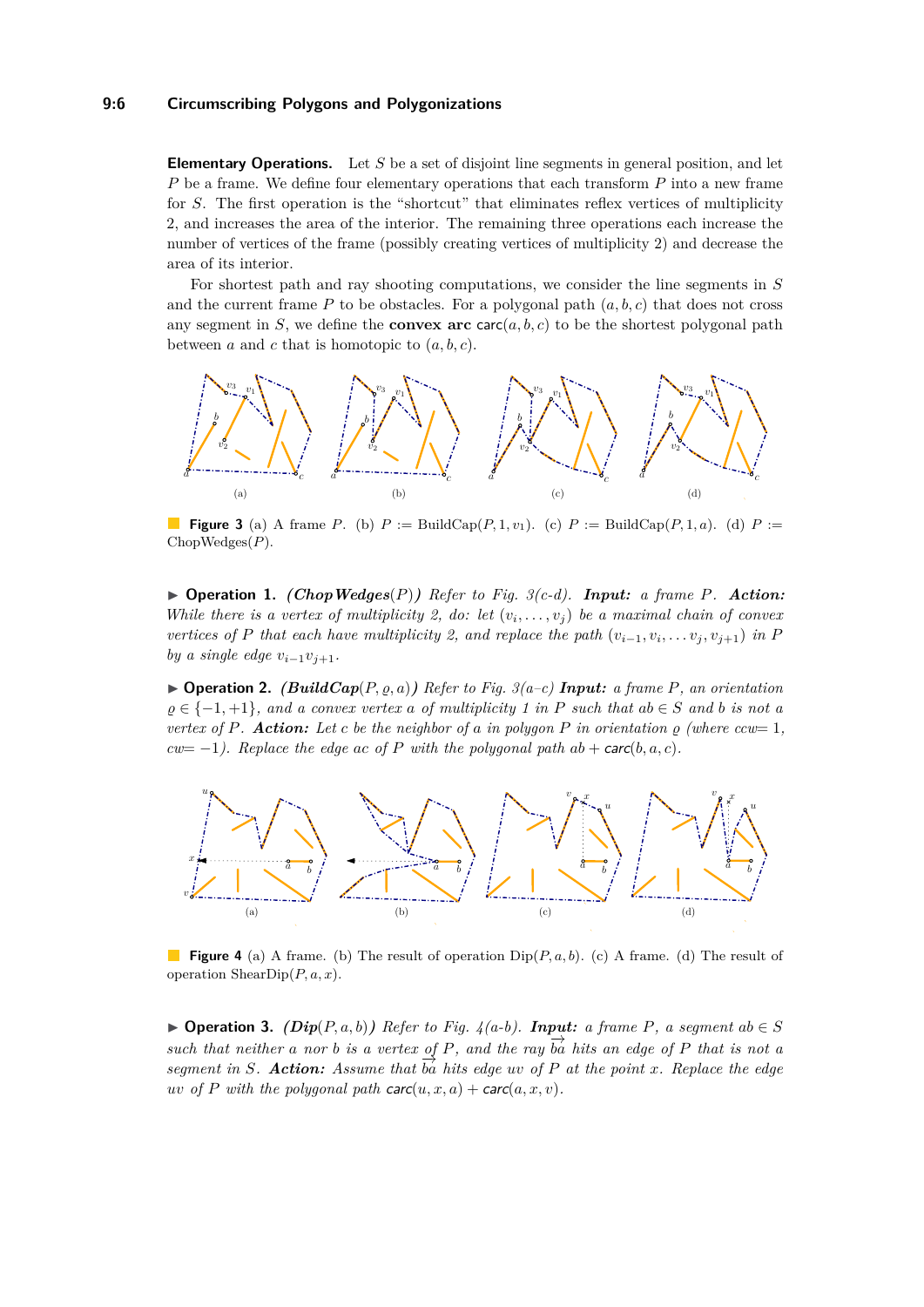**Elementary Operations.** Let $S$ be a set of disjoint line segments in general position, and let $P$ be a frame. We define four elementary operations that each transform $P$ into a new frame for $S$. The first operation is the "shortcut" that eliminates reflex vertices of multiplicity 2, and increases the area of the interior. The remaining three operations each increase the number of vertices of the frame (possibly creating vertices of multiplicity 2) and decrease the area of its interior.

For shortest path and ray shooting computations, we consider the line segments in $S$ and the current frame $P$ to be obstacles. For a polygonal path $(a, b, c)$ that does not cross any segment in $S$, we define the **convex arc** $\mathsf{carc}(a, b, c)$ to be the shortest polygonal path between $a$ and $c$ that is homotopic to $(a, b, c)$.

**Figure 3** (a) A frame $P$. (b) $P := \text{BuildCap}(P, 1, v_1)$. (c) $P := \text{BuildCap}(P, 1, a)$. (d) $P := \text{ChopWedges}(P)$.

▶ **Operation 1.** *(ChopWedges($P$)) Refer to Fig. 3(c-d). **Input:** a frame $P$. **Action:** While there is a vertex of multiplicity 2, do: let $(v_i, \ldots, v_j)$ be a maximal chain of convex vertices of $P$ that each have multiplicity 2, and replace the path $(v_{i-1}, v_i, \ldots v_j, v_{j+1})$ in $P$ by a single edge $v_{i-1}v_{j+1}$.*

▶ **Operation 2.** *(BuildCap($P, \varrho, a$)) Refer to Fig. 3(a–c) **Input:** a frame $P$, an orientation $\varrho \in \{-1, +1\}$, and a convex vertex $a$ of multiplicity 1 in $P$ such that $ab \in S$ and $b$ is not a vertex of $P$. **Action:** Let $c$ be the neighbor of $a$ in polygon $P$ in orientation $\varrho$ (where ccw$= 1$, cw$= -1$). Replace the edge $ac$ of $P$ with the polygonal path $ab + \mathsf{carc}(b, a, c)$.*

**Figure 4** (a) A frame. (b) The result of operation Dip($P, a, b$). (c) A frame. (d) The result of operation ShearDip($P, a, x$).

▶ **Operation 3.** *(Dip($P, a, b$)) Refer to Fig. 4(a-b). **Input:** a frame $P$, a segment $ab \in S$ such that neither $a$ nor $b$ is a vertex of $P$, and the ray $\overrightarrow{ba}$ hits an edge of $P$ that is not a segment in $S$. **Action:** Assume that $\overrightarrow{ba}$ hits edge $uv$ of $P$ at the point $x$. Replace the edge $uv$ of $P$ with the polygonal path $\mathsf{carc}(u, x, a) + \mathsf{carc}(a, x, v)$.*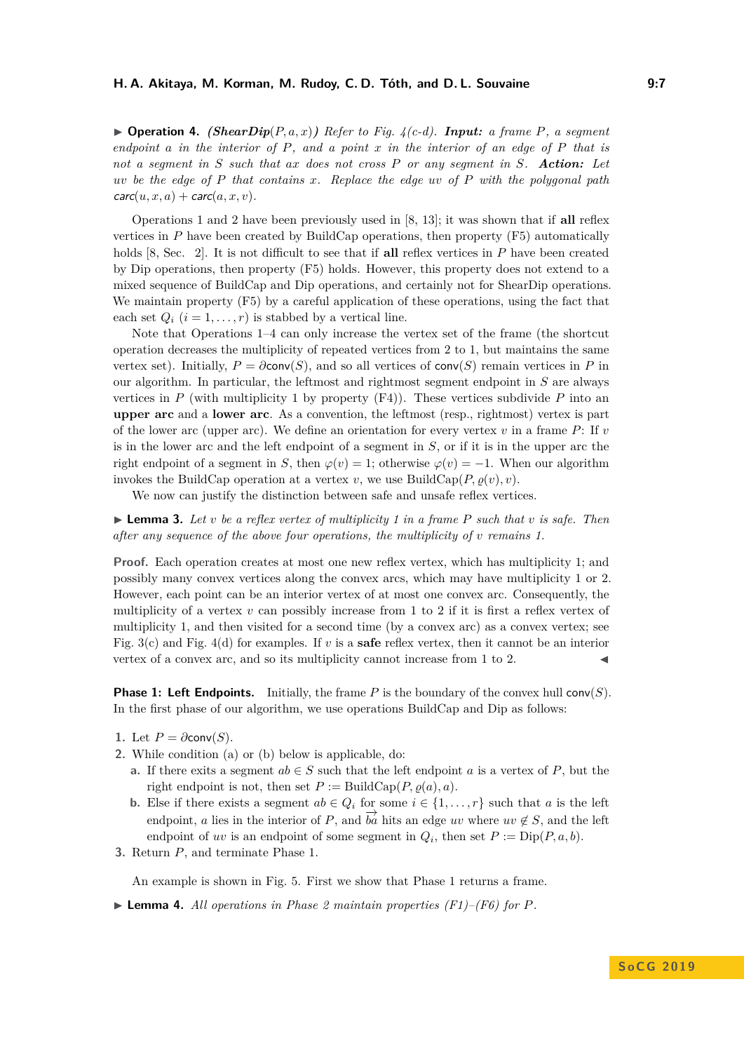▶ **Operation 4.** *(**ShearDip**$(P, a, x)$) Refer to Fig. 4(c-d). **Input:** a frame $P$, a segment endpoint $a$ in the interior of $P$, and a point $x$ in the interior of an edge of $P$ that is not a segment in $S$ such that $ax$ does not cross $P$ or any segment in $S$. **Action:** Let $uv$ be the edge of $P$ that contains $x$. Replace the edge $uv$ of $P$ with the polygonal path $\mathsf{carc}(u, x, a) + \mathsf{carc}(a, x, v)$.*

Operations 1 and 2 have been previously used in [8, 13]; it was shown that if **all** reflex vertices in $P$ have been created by BuildCap operations, then property (F5) automatically holds [8, Sec. 2]. It is not difficult to see that if **all** reflex vertices in $P$ have been created by Dip operations, then property (F5) holds. However, this property does not extend to a mixed sequence of BuildCap and Dip operations, and certainly not for ShearDip operations. We maintain property (F5) by a careful application of these operations, using the fact that each set $Q_i$ $(i = 1, \dots, r)$ is stabbed by a vertical line.

Note that Operations 1–4 can only increase the vertex set of the frame (the shortcut operation decreases the multiplicity of repeated vertices from 2 to 1, but maintains the same vertex set). Initially, $P = \partial\mathsf{conv}(S)$, and so all vertices of $\mathsf{conv}(S)$ remain vertices in $P$ in our algorithm. In particular, the leftmost and rightmost segment endpoint in $S$ are always vertices in $P$ (with multiplicity 1 by property (F4)). These vertices subdivide $P$ into an **upper arc** and a **lower arc**. As a convention, the leftmost (resp., rightmost) vertex is part of the lower arc (upper arc). We define an orientation for every vertex $v$ in a frame $P$: If $v$ is in the lower arc and the left endpoint of a segment in $S$, or if it is in the upper arc the right endpoint of a segment in $S$, then $\varphi(v) = 1$; otherwise $\varphi(v) = -1$. When our algorithm invokes the BuildCap operation at a vertex $v$, we use BuildCap$(P, \varrho(v), v)$.

We now can justify the distinction between safe and unsafe reflex vertices.

▶ **Lemma 3.** *Let $v$ be a reflex vertex of multiplicity 1 in a frame $P$ such that $v$ is safe. Then after any sequence of the above four operations, the multiplicity of $v$ remains 1.*

**Proof.** Each operation creates at most one new reflex vertex, which has multiplicity 1; and possibly many convex vertices along the convex arcs, which may have multiplicity 1 or 2. However, each point can be an interior vertex of at most one convex arc. Consequently, the multiplicity of a vertex $v$ can possibly increase from 1 to 2 if it is first a reflex vertex of multiplicity 1, and then visited for a second time (by a convex arc) as a convex vertex; see Fig. 3(c) and Fig. 4(d) for examples. If $v$ is a **safe** reflex vertex, then it cannot be an interior vertex of a convex arc, and so its multiplicity cannot increase from 1 to 2. ◀

**Phase 1: Left Endpoints.** Initially, the frame $P$ is the boundary of the convex hull $\mathsf{conv}(S)$. In the first phase of our algorithm, we use operations BuildCap and Dip as follows:

1. Let $P = \partial\mathsf{conv}(S)$.
2. While condition (a) or (b) below is applicable, do:
   a. If there exits a segment $ab \in S$ such that the left endpoint $a$ is a vertex of $P$, but the right endpoint is not, then set $P :=$ BuildCap$(P, \varrho(a), a)$.
   b. Else if there exists a segment $ab \in Q_i$ for some $i \in \{1, \dots, r\}$ such that $a$ is the left endpoint, $a$ lies in the interior of $P$, and $\overrightarrow{ba}$ hits an edge $uv$ where $uv \notin S$, and the left endpoint of $uv$ is an endpoint of some segment in $Q_i$, then set $P :=$ Dip$(P, a, b)$.
3. Return $P$, and terminate Phase 1.

An example is shown in Fig. 5. First we show that Phase 1 returns a frame.

▶ **Lemma 4.** *All operations in Phase 2 maintain properties (F1)–(F6) for $P$.*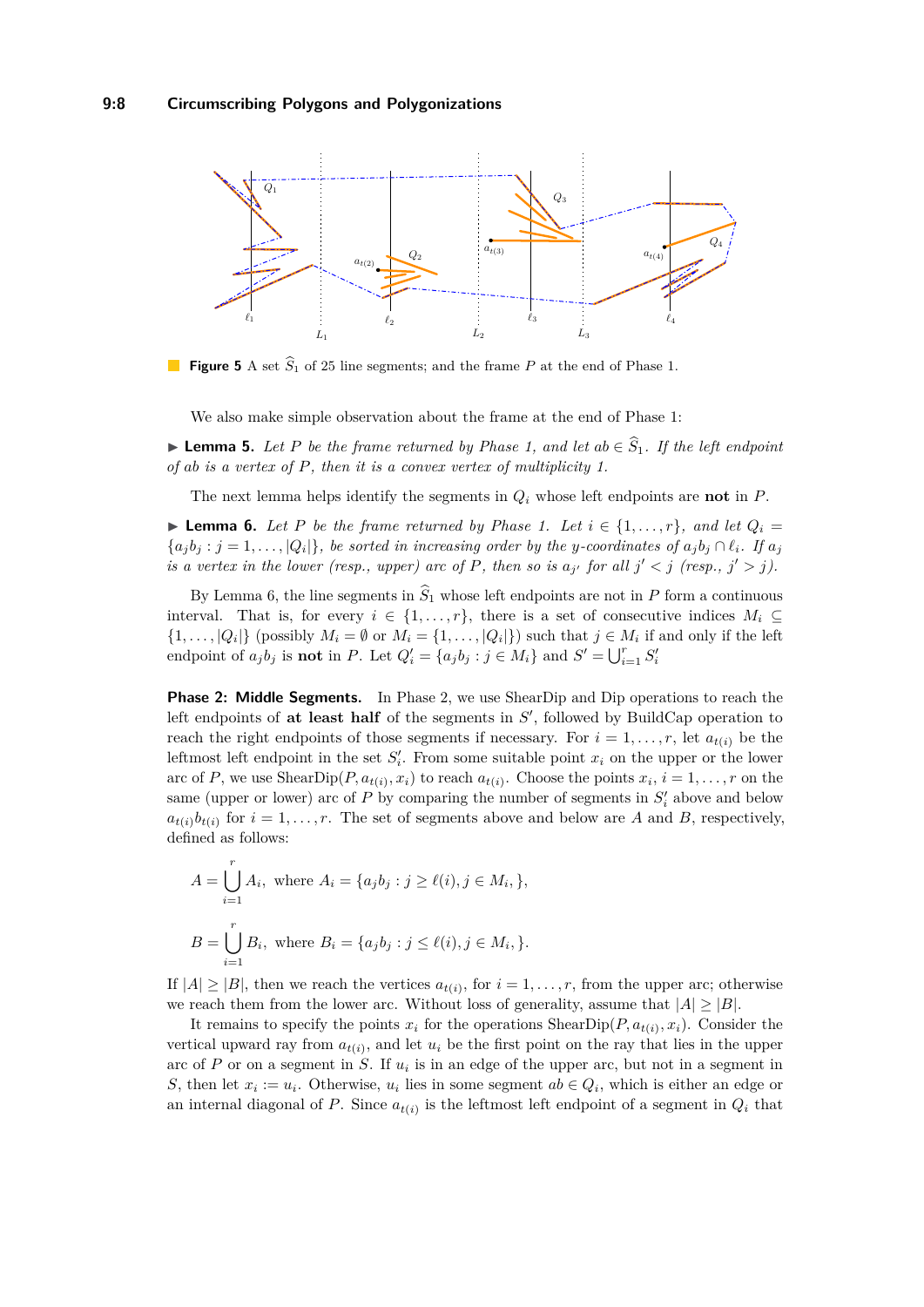**Figure 5** A set $\widehat{S}_1$ of 25 line segments; and the frame $P$ at the end of Phase 1.

We also make simple observation about the frame at the end of Phase 1:

▶ **Lemma 5.** *Let $P$ be the frame returned by Phase 1, and let $ab \in \widehat{S}_1$. If the left endpoint of $ab$ is a vertex of $P$, then it is a convex vertex of multiplicity 1.*

The next lemma helps identify the segments in $Q_i$ whose left endpoints are **not** in $P$.

▶ **Lemma 6.** *Let $P$ be the frame returned by Phase 1. Let $i \in \{1, \ldots, r\}$, and let $Q_i = \{a_j b_j : j = 1, \ldots, |Q_i|\}$, be sorted in increasing order by the $y$-coordinates of $a_j b_j \cap \ell_i$. If $a_j$ is a vertex in the lower (resp., upper) arc of $P$, then so is $a_{j'}$ for all $j' < j$ (resp., $j' > j$).*

By Lemma 6, the line segments in $\widehat{S}_1$ whose left endpoints are not in $P$ form a continuous interval. That is, for every $i \in \{1, \ldots, r\}$, there is a set of consecutive indices $M_i \subseteq \{1, \ldots, |Q_i|\}$ (possibly $M_i = \emptyset$ or $M_i = \{1, \ldots, |Q_i|\}$) such that $j \in M_i$ if and only if the left endpoint of $a_j b_j$ is **not** in $P$. Let $Q'_i = \{a_j b_j : j \in M_i\}$ and $S' = \bigcup_{i=1}^{r} S'_i$

**Phase 2: Middle Segments.** In Phase 2, we use ShearDip and Dip operations to reach the left endpoints of **at least half** of the segments in $S'$, followed by BuildCap operation to reach the right endpoints of those segments if necessary. For $i = 1, \ldots, r$, let $a_{t(i)}$ be the leftmost left endpoint in the set $S'_i$. From some suitable point $x_i$ on the upper or the lower arc of $P$, we use ShearDip$(P, a_{t(i)}, x_i)$ to reach $a_{t(i)}$. Choose the points $x_i$, $i = 1, \ldots, r$ on the same (upper or lower) arc of $P$ by comparing the number of segments in $S'_i$ above and below $a_{t(i)} b_{t(i)}$ for $i = 1, \ldots, r$. The set of segments above and below are $A$ and $B$, respectively, defined as follows:

$$A = \bigcup_{i=1}^{r} A_i, \text{ where } A_i = \{a_j b_j : j \geq \ell(i), j \in M_i, \},$$

$$B = \bigcup_{i=1}^{r} B_i, \text{ where } B_i = \{a_j b_j : j \leq \ell(i), j \in M_i, \}.$$

If $|A| \geq |B|$, then we reach the vertices $a_{t(i)}$, for $i = 1, \ldots, r$, from the upper arc; otherwise we reach them from the lower arc. Without loss of generality, assume that $|A| \geq |B|$.

It remains to specify the points $x_i$ for the operations ShearDip$(P, a_{t(i)}, x_i)$. Consider the vertical upward ray from $a_{t(i)}$, and let $u_i$ be the first point on the ray that lies in the upper arc of $P$ or on a segment in $S$. If $u_i$ is in an edge of the upper arc, but not in a segment in $S$, then let $x_i := u_i$. Otherwise, $u_i$ lies in some segment $ab \in Q_i$, which is either an edge or an internal diagonal of $P$. Since $a_{t(i)}$ is the leftmost left endpoint of a segment in $Q_i$ that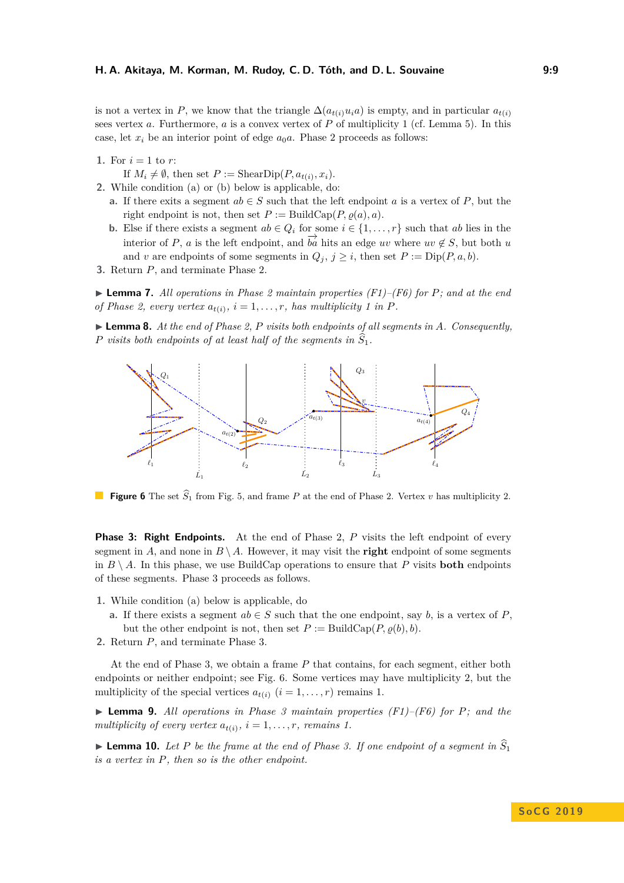is not a vertex in $P$, we know that the triangle $\Delta(a_{t(i)}u_i a)$ is empty, and in particular $a_{t(i)}$ sees vertex $a$. Furthermore, $a$ is a convex vertex of $P$ of multiplicity 1 (cf. Lemma 5). In this case, let $x_i$ be an interior point of edge $a_0 a$. Phase 2 proceeds as follows:

1. For $i = 1$ to $r$:
   If $M_i \neq \emptyset$, then set $P := \text{ShearDip}(P, a_{t(i)}, x_i)$.
2. While condition (a) or (b) below is applicable, do:
   a. If there exits a segment $ab \in S$ such that the left endpoint $a$ is a vertex of $P$, but the right endpoint is not, then set $P := \text{BuildCap}(P, \varrho(a), a)$.
   b. Else if there exists a segment $ab \in Q_i$ for some $i \in \{1, \dots, r\}$ such that $ab$ lies in the interior of $P$, $a$ is the left endpoint, and $\overrightarrow{ba}$ hits an edge $uv$ where $uv \notin S$, but both $u$ and $v$ are endpoints of some segments in $Q_j$, $j \geq i$, then set $P := \text{Dip}(P, a, b)$.
3. Return $P$, and terminate Phase 2.

▶ **Lemma 7.** *All operations in Phase 2 maintain properties (F1)–(F6) for $P$; and at the end of Phase 2, every vertex $a_{t(i)}$, $i = 1, \dots, r$, has multiplicity 1 in $P$.*

▶ **Lemma 8.** *At the end of Phase 2, $P$ visits both endpoints of all segments in $A$. Consequently, $P$ visits both endpoints of at least half of the segments in $\widehat{S}_1$.*

**Figure 6** The set $\widehat{S}_1$ from Fig. 5, and frame $P$ at the end of Phase 2. Vertex $v$ has multiplicity 2.

**Phase 3: Right Endpoints.** At the end of Phase 2, $P$ visits the left endpoint of every segment in $A$, and none in $B \setminus A$. However, it may visit the **right** endpoint of some segments in $B \setminus A$. In this phase, we use BuildCap operations to ensure that $P$ visits **both** endpoints of these segments. Phase 3 proceeds as follows.

1. While condition (a) below is applicable, do
   a. If there exists a segment $ab \in S$ such that the one endpoint, say $b$, is a vertex of $P$, but the other endpoint is not, then set $P := \text{BuildCap}(P, \varrho(b), b)$.
2. Return $P$, and terminate Phase 3.

At the end of Phase 3, we obtain a frame $P$ that contains, for each segment, either both endpoints or neither endpoint; see Fig. 6. Some vertices may have multiplicity 2, but the multiplicity of the special vertices $a_{t(i)}$ ($i = 1, \dots, r$) remains 1.

▶ **Lemma 9.** *All operations in Phase 3 maintain properties (F1)–(F6) for $P$; and the multiplicity of every vertex $a_{t(i)}$, $i = 1, \dots, r$, remains 1.*

▶ **Lemma 10.** *Let $P$ be the frame at the end of Phase 3. If one endpoint of a segment in $\widehat{S}_1$ is a vertex in $P$, then so is the other endpoint.*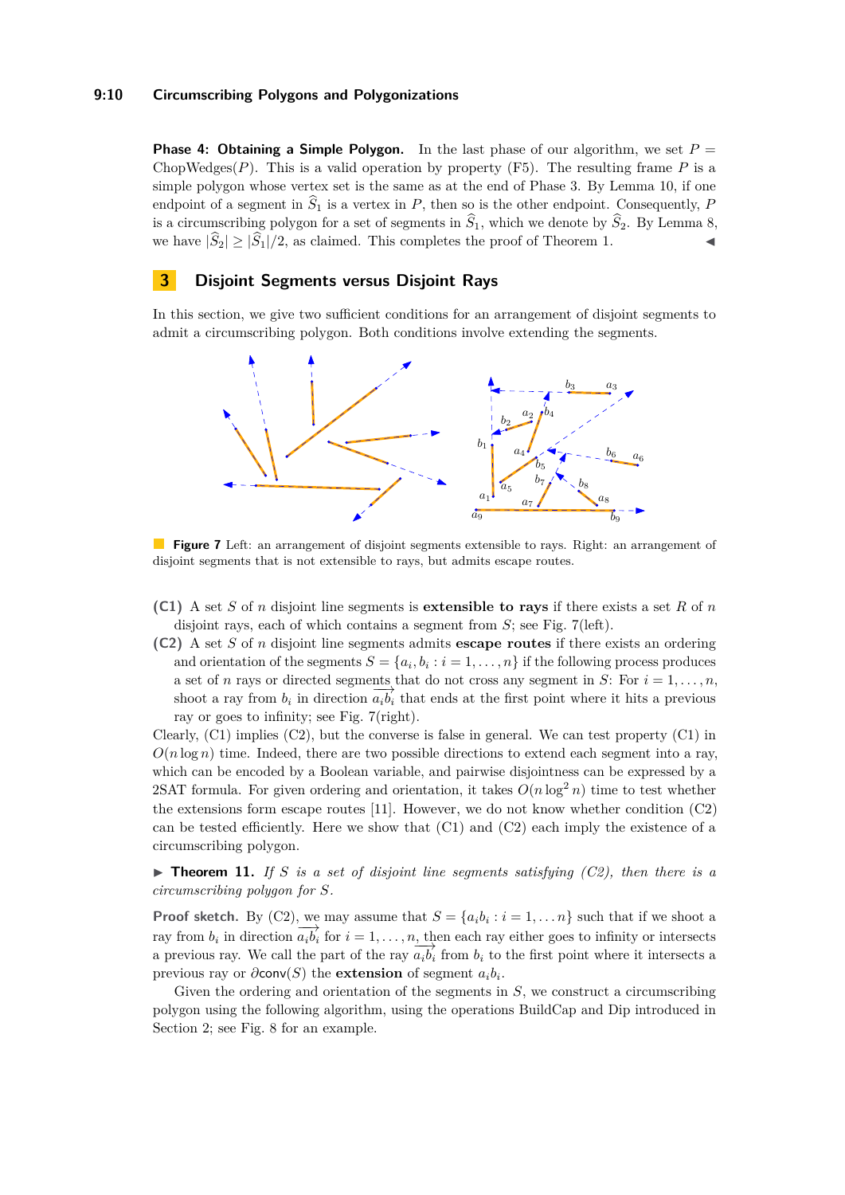**Phase 4: Obtaining a Simple Polygon.** In the last phase of our algorithm, we set $P = \text{ChopWedges}(P)$. This is a valid operation by property (F5). The resulting frame $P$ is a simple polygon whose vertex set is the same as at the end of Phase 3. By Lemma 10, if one endpoint of a segment in $\widehat{S}_1$ is a vertex in $P$, then so is the other endpoint. Consequently, $P$ is a circumscribing polygon for a set of segments in $\widehat{S}_1$, which we denote by $\widehat{S}_2$. By Lemma 8, we have $|\widehat{S}_2| \geq |\widehat{S}_1|/2$, as claimed. This completes the proof of Theorem 1. ◀

## 3 Disjoint Segments versus Disjoint Rays

In this section, we give two sufficient conditions for an arrangement of disjoint segments to admit a circumscribing polygon. Both conditions involve extending the segments.

**Figure 7** Left: an arrangement of disjoint segments extensible to rays. Right: an arrangement of disjoint segments that is not extensible to rays, but admits escape routes.

**(C1)** A set $S$ of $n$ disjoint line segments is **extensible to rays** if there exists a set $R$ of $n$ disjoint rays, each of which contains a segment from $S$; see Fig. 7(left).

**(C2)** A set $S$ of $n$ disjoint line segments admits **escape routes** if there exists an ordering and orientation of the segments $S = \{a_i, b_i : i = 1, \ldots, n\}$ if the following process produces a set of $n$ rays or directed segments that do not cross any segment in $S$: For $i = 1, \ldots, n$, shoot a ray from $b_i$ in direction $\overrightarrow{a_i b_i}$ that ends at the first point where it hits a previous ray or goes to infinity; see Fig. 7(right).

Clearly, (C1) implies (C2), but the converse is false in general. We can test property (C1) in $O(n \log n)$ time. Indeed, there are two possible directions to extend each segment into a ray, which can be encoded by a Boolean variable, and pairwise disjointness can be expressed by a 2SAT formula. For given ordering and orientation, it takes $O(n \log^2 n)$ time to test whether the extensions form escape routes [11]. However, we do not know whether condition (C2) can be tested efficiently. Here we show that (C1) and (C2) each imply the existence of a circumscribing polygon.

▶ **Theorem 11.** *If $S$ is a set of disjoint line segments satisfying (C2), then there is a circumscribing polygon for $S$.*

**Proof sketch.** By (C2), we may assume that $S = \{a_i b_i : i = 1, \ldots n\}$ such that if we shoot a ray from $b_i$ in direction $\overrightarrow{a_i b_i}$ for $i = 1, \ldots, n$, then each ray either goes to infinity or intersects a previous ray. We call the part of the ray $\overrightarrow{a_i b_i}$ from $b_i$ to the first point where it intersects a previous ray or $\partial \mathsf{conv}(S)$ the **extension** of segment $a_i b_i$.

Given the ordering and orientation of the segments in $S$, we construct a circumscribing polygon using the following algorithm, using the operations BuildCap and Dip introduced in Section 2; see Fig. 8 for an example.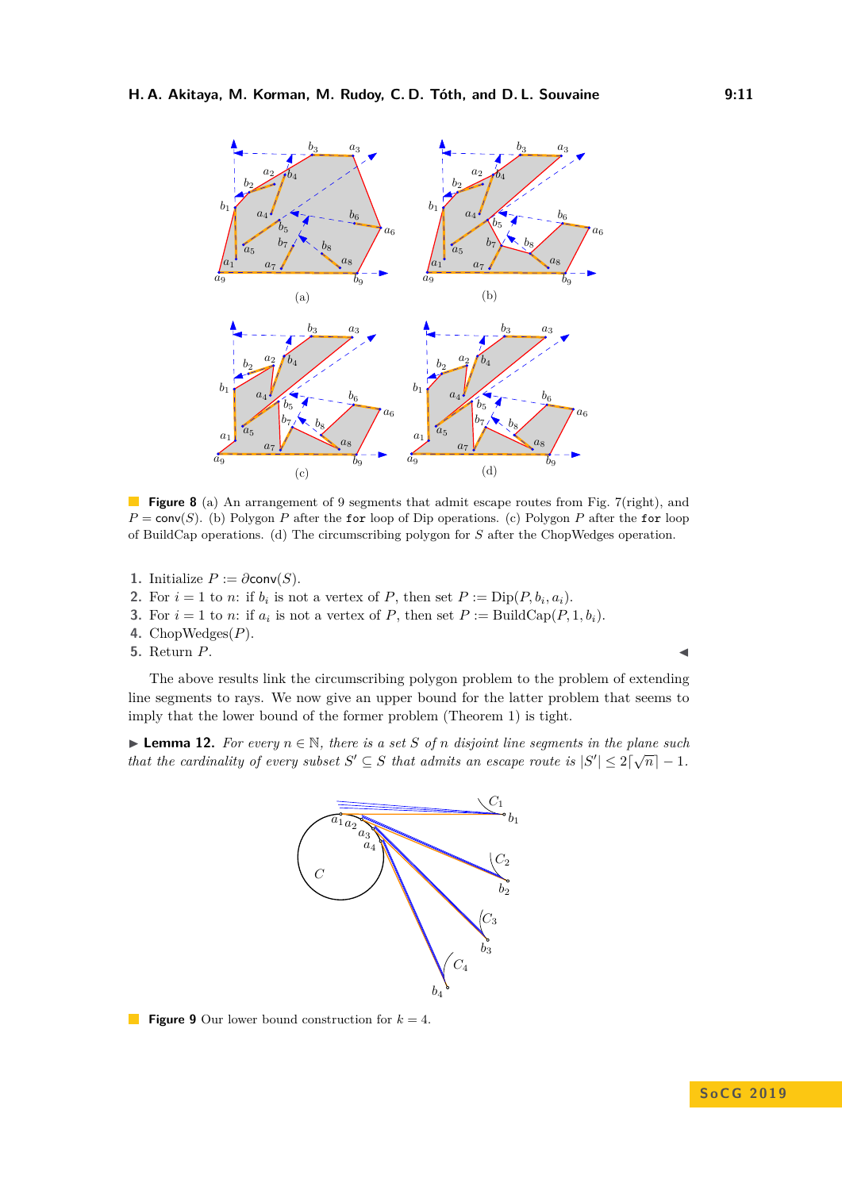**Figure 8** (a) An arrangement of 9 segments that admit escape routes from Fig. 7(right), and $P = \mathsf{conv}(S)$. (b) Polygon $P$ after the **for** loop of Dip operations. (c) Polygon $P$ after the **for** loop of BuildCap operations. (d) The circumscribing polygon for $S$ after the ChopWedges operation.

1. Initialize $P := \partial\mathsf{conv}(S)$.
2. For $i = 1$ to $n$: if $b_i$ is not a vertex of $P$, then set $P := \text{Dip}(P, b_i, a_i)$.
3. For $i = 1$ to $n$: if $a_i$ is not a vertex of $P$, then set $P := \text{BuildCap}(P, 1, b_i)$.
4. ChopWedges($P$).
5. Return $P$. ◀

The above results link the circumscribing polygon problem to the problem of extending line segments to rays. We now give an upper bound for the latter problem that seems to imply that the lower bound of the former problem (Theorem 1) is tight.

▶ **Lemma 12.** *For every $n \in \mathbb{N}$, there is a set $S$ of $n$ disjoint line segments in the plane such that the cardinality of every subset $S' \subseteq S$ that admits an escape route is $|S'| \leq 2\lceil\sqrt{n}\rceil - 1$.*

**Figure 9** Our lower bound construction for $k = 4$.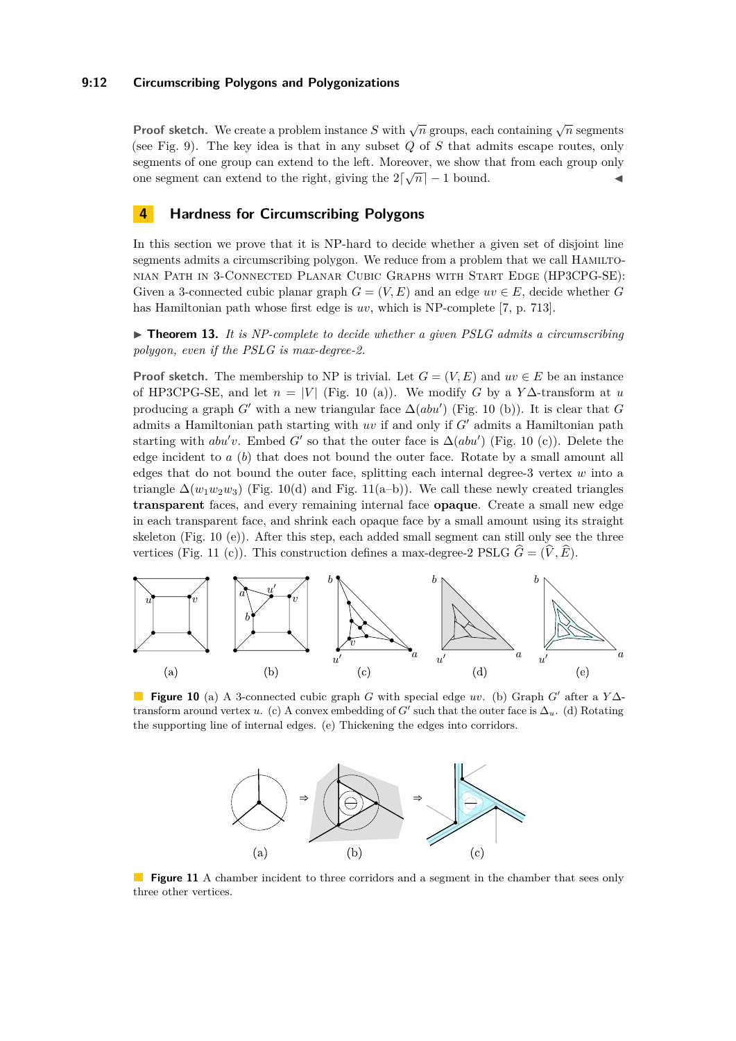**Proof sketch.** We create a problem instance $S$ with $\sqrt{n}$ groups, each containing $\sqrt{n}$ segments (see Fig. 9). The key idea is that in any subset $Q$ of $S$ that admits escape routes, only segments of one group can extend to the left. Moreover, we show that from each group only one segment can extend to the right, giving the $2\lceil\sqrt{n}\rceil - 1$ bound. ◀

## 4 Hardness for Circumscribing Polygons

In this section we prove that it is NP-hard to decide whether a given set of disjoint line segments admits a circumscribing polygon. We reduce from a problem that we call Hamiltonian Path in 3-Connected Planar Cubic Graphs with Start Edge (HP3CPG-SE): Given a 3-connected cubic planar graph $G = (V, E)$ and an edge $uv \in E$, decide whether $G$ has Hamiltonian path whose first edge is $uv$, which is NP-complete [7, p. 713].

▶ **Theorem 13.** *It is NP-complete to decide whether a given PSLG admits a circumscribing polygon, even if the PSLG is max-degree-2.*

**Proof sketch.** The membership to NP is trivial. Let $G = (V, E)$ and $uv \in E$ be an instance of HP3CPG-SE, and let $n = |V|$ (Fig. 10 (a)). We modify $G$ by a $Y\Delta$-transform at $u$ producing a graph $G'$ with a new triangular face $\Delta(abu')$ (Fig. 10 (b)). It is clear that $G$ admits a Hamiltonian path starting with $uv$ if and only if $G'$ admits a Hamiltonian path starting with $abu'v$. Embed $G'$ so that the outer face is $\Delta(abu')$ (Fig. 10 (c)). Delete the edge incident to $a$ ($b$) that does not bound the outer face. Rotate by a small amount all edges that do not bound the outer face, splitting each internal degree-3 vertex $w$ into a triangle $\Delta(w_1w_2w_3)$ (Fig. 10(d) and Fig. 11(a–b)). We call these newly created triangles **transparent** faces, and every remaining internal face **opaque**. Create a small new edge in each transparent face, and shrink each opaque face by a small amount using its straight skeleton (Fig. 10 (e)). After this step, each added small segment can still only see the three vertices (Fig. 11 (c)). This construction defines a max-degree-2 PSLG $\widehat{G} = (\widehat{V}, \widehat{E})$.

**Figure 10** (a) A 3-connected cubic graph $G$ with special edge $uv$. (b) Graph $G'$ after a $Y\Delta$-transform around vertex $u$. (c) A convex embedding of $G'$ such that the outer face is $\Delta_u$. (d) Rotating the supporting line of internal edges. (e) Thickening the edges into corridors.

**Figure 11** A chamber incident to three corridors and a segment in the chamber that sees only three other vertices.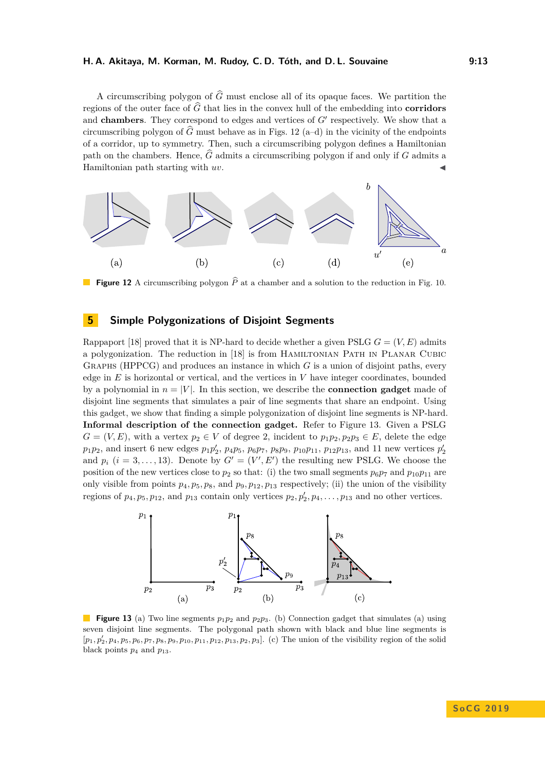A circumscribing polygon of $\widehat{G}$ must enclose all of its opaque faces. We partition the regions of the outer face of $\widehat{G}$ that lies in the convex hull of the embedding into **corridors** and **chambers**. They correspond to edges and vertices of $G'$ respectively. We show that a circumscribing polygon of $\widehat{G}$ must behave as in Figs. 12 (a–d) in the vicinity of the endpoints of a corridor, up to symmetry. Then, such a circumscribing polygon defines a Hamiltonian path on the chambers. Hence, $\widehat{G}$ admits a circumscribing polygon if and only if $G$ admits a Hamiltonian path starting with $uv$. ◀

**Figure 12** A circumscribing polygon $\widehat{P}$ at a chamber and a solution to the reduction in Fig. 10.

## 5 Simple Polygonizations of Disjoint Segments

Rappaport [18] proved that it is NP-hard to decide whether a given PSLG $G = (V, E)$ admits a polygonization. The reduction in [18] is from Hamiltonian Path in Planar Cubic Graphs (HPPCG) and produces an instance in which $G$ is a union of disjoint paths, every edge in $E$ is horizontal or vertical, and the vertices in $V$ have integer coordinates, bounded by a polynomial in $n = |V|$. In this section, we describe the **connection gadget** made of disjoint line segments that simulates a pair of line segments that share an endpoint. Using this gadget, we show that finding a simple polygonization of disjoint line segments is NP-hard.

**Informal description of the connection gadget.** Refer to Figure 13. Given a PSLG $G = (V, E)$, with a vertex $p_2 \in V$ of degree 2, incident to $p_1p_2, p_2p_3 \in E$, delete the edge $p_1p_2$, and insert 6 new edges $p_1p_2'$, $p_4p_5$, $p_6p_7$, $p_8p_9$, $p_{10}p_{11}$, $p_{12}p_{13}$, and 11 new vertices $p_2'$ and $p_i$ $(i = 3, \ldots, 13)$. Denote by $G' = (V', E')$ the resulting new PSLG. We choose the position of the new vertices close to $p_2$ so that: (i) the two small segments $p_6p_7$ and $p_{10}p_{11}$ are only visible from points $p_4, p_5, p_8$, and $p_9, p_{12}, p_{13}$ respectively; (ii) the union of the visibility regions of $p_4, p_5, p_{12}$, and $p_{13}$ contain only vertices $p_2, p_2', p_4, \ldots, p_{13}$ and no other vertices.

**Figure 13** (a) Two line segments $p_1p_2$ and $p_2p_3$. (b) Connection gadget that simulates (a) using seven disjoint line segments. The polygonal path shown with black and blue line segments is $[p_1, p_2', p_4, p_5, p_6, p_7, p_8, p_9, p_{10}, p_{11}, p_{12}, p_{13}, p_2, p_3]$. (c) The union of the visibility region of the solid black points $p_4$ and $p_{13}$.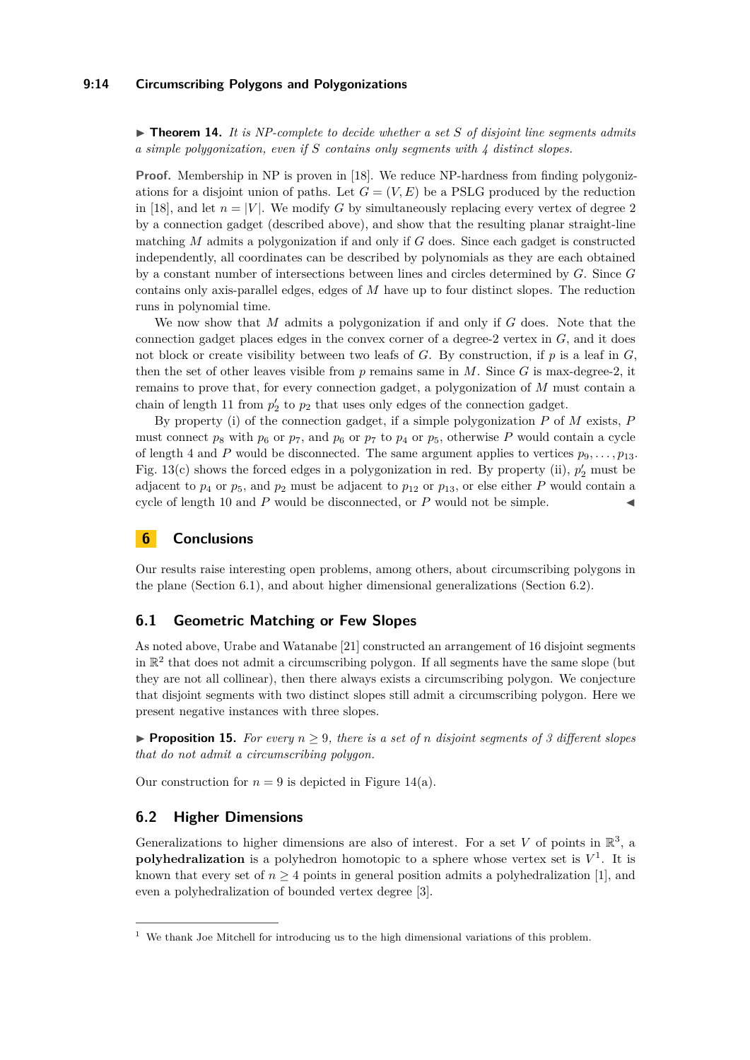▶ **Theorem 14.** *It is NP-complete to decide whether a set $S$ of disjoint line segments admits a simple polygonization, even if $S$ contains only segments with 4 distinct slopes.*

**Proof.** Membership in NP is proven in [18]. We reduce NP-hardness from finding polygonizations for a disjoint union of paths. Let $G = (V, E)$ be a PSLG produced by the reduction in [18], and let $n = |V|$. We modify $G$ by simultaneously replacing every vertex of degree 2 by a connection gadget (described above), and show that the resulting planar straight-line matching $M$ admits a polygonization if and only if $G$ does. Since each gadget is constructed independently, all coordinates can be described by polynomials as they are each obtained by a constant number of intersections between lines and circles determined by $G$. Since $G$ contains only axis-parallel edges, edges of $M$ have up to four distinct slopes. The reduction runs in polynomial time.

We now show that $M$ admits a polygonization if and only if $G$ does. Note that the connection gadget places edges in the convex corner of a degree-2 vertex in $G$, and it does not block or create visibility between two leafs of $G$. By construction, if $p$ is a leaf in $G$, then the set of other leaves visible from $p$ remains same in $M$. Since $G$ is max-degree-2, it remains to prove that, for every connection gadget, a polygonization of $M$ must contain a chain of length 11 from $p_2'$ to $p_2$ that uses only edges of the connection gadget.

By property (i) of the connection gadget, if a simple polygonization $P$ of $M$ exists, $P$ must connect $p_8$ with $p_6$ or $p_7$, and $p_6$ or $p_7$ to $p_4$ or $p_5$, otherwise $P$ would contain a cycle of length 4 and $P$ would be disconnected. The same argument applies to vertices $p_9, \ldots, p_{13}$. Fig. 13(c) shows the forced edges in a polygonization in red. By property (ii), $p_2'$ must be adjacent to $p_4$ or $p_5$, and $p_2$ must be adjacent to $p_{12}$ or $p_{13}$, or else either $P$ would contain a cycle of length 10 and $P$ would be disconnected, or $P$ would not be simple. ◀

# 6 Conclusions

Our results raise interesting open problems, among others, about circumscribing polygons in the plane (Section 6.1), and about higher dimensional generalizations (Section 6.2).

## 6.1 Geometric Matching or Few Slopes

As noted above, Urabe and Watanabe [21] constructed an arrangement of 16 disjoint segments in $\mathbb{R}^2$ that does not admit a circumscribing polygon. If all segments have the same slope (but they are not all collinear), then there always exists a circumscribing polygon. We conjecture that disjoint segments with two distinct slopes still admit a circumscribing polygon. Here we present negative instances with three slopes.

▶ **Proposition 15.** *For every $n \geq 9$, there is a set of $n$ disjoint segments of 3 different slopes that do not admit a circumscribing polygon.*

Our construction for $n = 9$ is depicted in Figure 14(a).

## 6.2 Higher Dimensions

Generalizations to higher dimensions are also of interest. For a set $V$ of points in $\mathbb{R}^3$, a **polyhedralization** is a polyhedron homotopic to a sphere whose vertex set is $V$[1]. It is known that every set of $n \geq 4$ points in general position admits a polyhedralization [1], and even a polyhedralization of bounded vertex degree [3].

[1] We thank Joe Mitchell for introducing us to the high dimensional variations of this problem.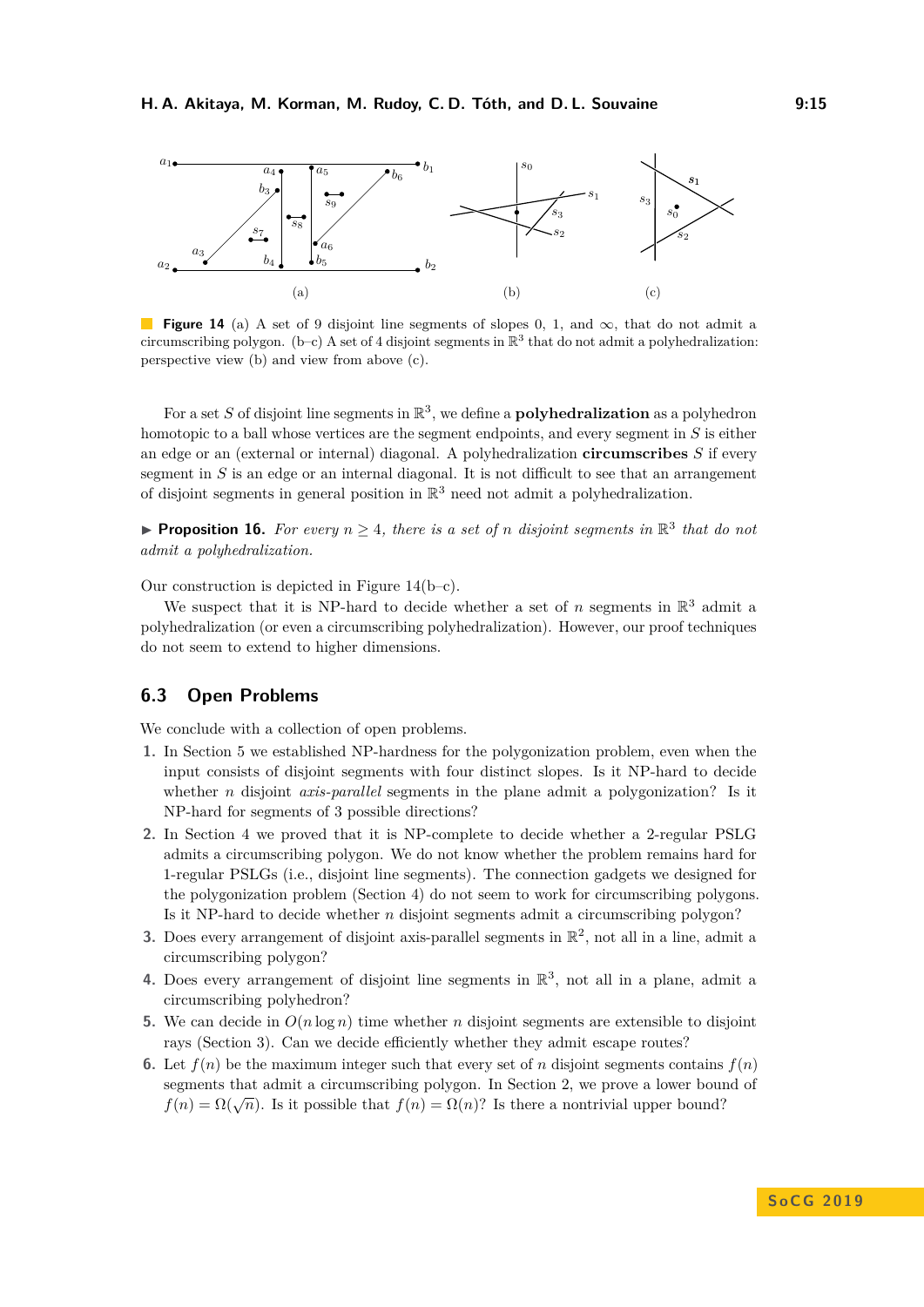**Figure 14** (a) A set of 9 disjoint line segments of slopes 0, 1, and $\infty$, that do not admit a circumscribing polygon. (b–c) A set of 4 disjoint segments in $\mathbb{R}^3$ that do not admit a polyhedralization: perspective view (b) and view from above (c).

For a set $S$ of disjoint line segments in $\mathbb{R}^3$, we define a **polyhedralization** as a polyhedron homotopic to a ball whose vertices are the segment endpoints, and every segment in $S$ is either an edge or an (external or internal) diagonal. A polyhedralization **circumscribes** $S$ if every segment in $S$ is an edge or an internal diagonal. It is not difficult to see that an arrangement of disjoint segments in general position in $\mathbb{R}^3$ need not admit a polyhedralization.

▶ **Proposition 16.** *For every $n \geq 4$, there is a set of $n$ disjoint segments in $\mathbb{R}^3$ that do not admit a polyhedralization.*

Our construction is depicted in Figure 14(b–c).

We suspect that it is NP-hard to decide whether a set of $n$ segments in $\mathbb{R}^3$ admit a polyhedralization (or even a circumscribing polyhedralization). However, our proof techniques do not seem to extend to higher dimensions.

## 6.3 Open Problems

We conclude with a collection of open problems.

1. In Section 5 we established NP-hardness for the polygonization problem, even when the input consists of disjoint segments with four distinct slopes. Is it NP-hard to decide whether $n$ disjoint *axis-parallel* segments in the plane admit a polygonization? Is it NP-hard for segments of 3 possible directions?
2. In Section 4 we proved that it is NP-complete to decide whether a 2-regular PSLG admits a circumscribing polygon. We do not know whether the problem remains hard for 1-regular PSLGs (i.e., disjoint line segments). The connection gadgets we designed for the polygonization problem (Section 4) do not seem to work for circumscribing polygons. Is it NP-hard to decide whether $n$ disjoint segments admit a circumscribing polygon?
3. Does every arrangement of disjoint axis-parallel segments in $\mathbb{R}^2$, not all in a line, admit a circumscribing polygon?
4. Does every arrangement of disjoint line segments in $\mathbb{R}^3$, not all in a plane, admit a circumscribing polyhedron?
5. We can decide in $O(n \log n)$ time whether $n$ disjoint segments are extensible to disjoint rays (Section 3). Can we decide efficiently whether they admit escape routes?
6. Let $f(n)$ be the maximum integer such that every set of $n$ disjoint segments contains $f(n)$ segments that admit a circumscribing polygon. In Section 2, we prove a lower bound of $f(n) = \Omega(\sqrt{n})$. Is it possible that $f(n) = \Omega(n)$? Is there a nontrivial upper bound?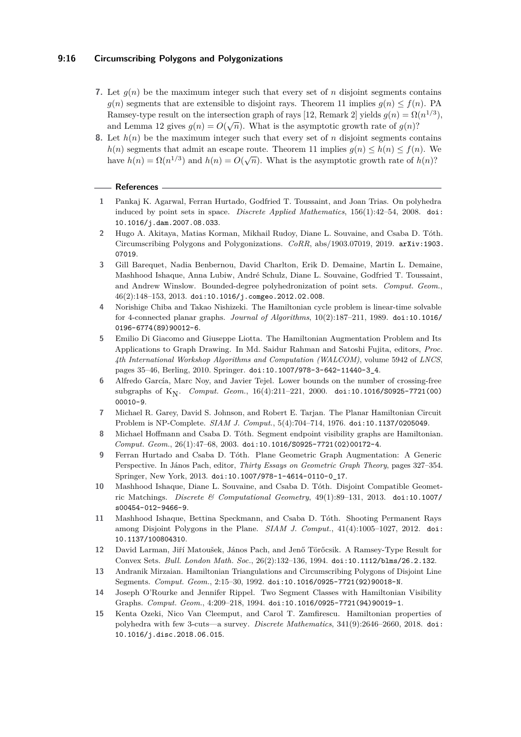7. Let $g(n)$ be the maximum integer such that every set of $n$ disjoint segments contains $g(n)$ segments that are extensible to disjoint rays. Theorem 11 implies $g(n) \le f(n)$. PA Ramsey-type result on the intersection graph of rays [12, Remark 2] yields $g(n) = \Omega(n^{1/3})$, and Lemma 12 gives $g(n) = O(\sqrt{n})$. What is the asymptotic growth rate of $g(n)$?
8. Let $h(n)$ be the maximum integer such that every set of $n$ disjoint segments contains $h(n)$ segments that admit an escape route. Theorem 11 implies $g(n) \le h(n) \le f(n)$. We have $h(n) = \Omega(n^{1/3})$ and $h(n) = O(\sqrt{n})$. What is the asymptotic growth rate of $h(n)$?

## References

1. Pankaj K. Agarwal, Ferran Hurtado, Godfried T. Toussaint, and Joan Trias. On polyhedra induced by point sets in space. *Discrete Applied Mathematics*, 156(1):42–54, 2008. doi:10.1016/j.dam.2007.08.033.
2. Hugo A. Akitaya, Matias Korman, Mikhail Rudoy, Diane L. Souvaine, and Csaba D. Tóth. Circumscribing Polygons and Polygonizations. *CoRR*, abs/1903.07019, 2019. arXiv:1903.07019.
3. Gill Barequet, Nadia Benbernou, David Charlton, Erik D. Demaine, Martin L. Demaine, Mashhood Ishaque, Anna Lubiw, André Schulz, Diane L. Souvaine, Godfried T. Toussaint, and Andrew Winslow. Bounded-degree polyhedronization of point sets. *Comput. Geom.*, 46(2):148–153, 2013. doi:10.1016/j.comgeo.2012.02.008.
4. Norishige Chiba and Takao Nishizeki. The Hamiltonian cycle problem is linear-time solvable for 4-connected planar graphs. *Journal of Algorithms*, 10(2):187–211, 1989. doi:10.1016/0196-6774(89)90012-6.
5. Emilio Di Giacomo and Giuseppe Liotta. The Hamiltonian Augmentation Problem and Its Applications to Graph Drawing. In Md. Saidur Rahman and Satoshi Fujita, editors, *Proc. 4th International Workshop Algorithms and Computation (WALCOM)*, volume 5942 of *LNCS*, pages 35–46, Berling, 2010. Springer. doi:10.1007/978-3-642-11440-3_4.
6. Alfredo García, Marc Noy, and Javier Tejel. Lower bounds on the number of crossing-free subgraphs of $K_N$. *Comput. Geom.*, 16(4):211–221, 2000. doi:10.1016/S0925-7721(00)00010-9.
7. Michael R. Garey, David S. Johnson, and Robert E. Tarjan. The Planar Hamiltonian Circuit Problem is NP-Complete. *SIAM J. Comput.*, 5(4):704–714, 1976. doi:10.1137/0205049.
8. Michael Hoffmann and Csaba D. Tóth. Segment endpoint visibility graphs are Hamiltonian. *Comput. Geom.*, 26(1):47–68, 2003. doi:10.1016/S0925-7721(02)00172-4.
9. Ferran Hurtado and Csaba D. Tóth. Plane Geometric Graph Augmentation: A Generic Perspective. In János Pach, editor, *Thirty Essays on Geometric Graph Theory*, pages 327–354. Springer, New York, 2013. doi:10.1007/978-1-4614-0110-0_17.
10. Mashhood Ishaque, Diane L. Souvaine, and Csaba D. Tóth. Disjoint Compatible Geometric Matchings. *Discrete & Computational Geometry*, 49(1):89–131, 2013. doi:10.1007/s00454-012-9466-9.
11. Mashhood Ishaque, Bettina Speckmann, and Csaba D. Tóth. Shooting Permanent Rays among Disjoint Polygons in the Plane. *SIAM J. Comput.*, 41(4):1005–1027, 2012. doi:10.1137/100804310.
12. David Larman, Jiří Matoušek, János Pach, and Jenő Törőcsik. A Ramsey-Type Result for Convex Sets. *Bull. London Math. Soc.*, 26(2):132–136, 1994. doi:10.1112/blms/26.2.132.
13. Andranik Mirzaian. Hamiltonian Triangulations and Circumscribing Polygons of Disjoint Line Segments. *Comput. Geom.*, 2:15–30, 1992. doi:10.1016/0925-7721(92)90018-N.
14. Joseph O'Rourke and Jennifer Rippel. Two Segment Classes with Hamiltonian Visibility Graphs. *Comput. Geom.*, 4:209–218, 1994. doi:10.1016/0925-7721(94)90019-1.
15. Kenta Ozeki, Nico Van Cleemput, and Carol T. Zamfirescu. Hamiltonian properties of polyhedra with few 3-cuts—a survey. *Discrete Mathematics*, 341(9):2646–2660, 2018. doi:10.1016/j.disc.2018.06.015.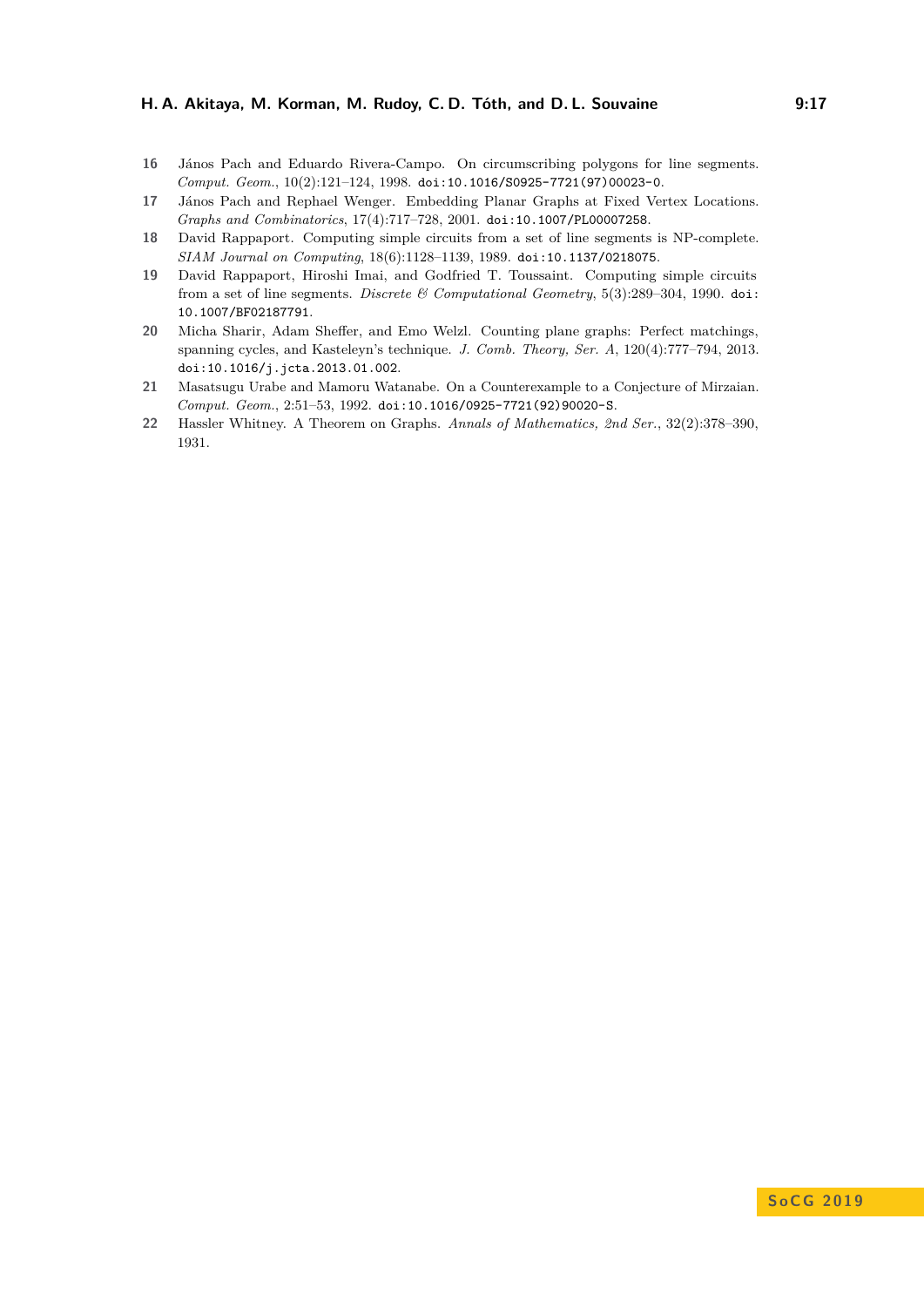16 János Pach and Eduardo Rivera-Campo. On circumscribing polygons for line segments. *Comput. Geom.*, 10(2):121–124, 1998. doi:10.1016/S0925-7721(97)00023-0.

17 János Pach and Rephael Wenger. Embedding Planar Graphs at Fixed Vertex Locations. *Graphs and Combinatorics*, 17(4):717–728, 2001. doi:10.1007/PL00007258.

18 David Rappaport. Computing simple circuits from a set of line segments is NP-complete. *SIAM Journal on Computing*, 18(6):1128–1139, 1989. doi:10.1137/0218075.

19 David Rappaport, Hiroshi Imai, and Godfried T. Toussaint. Computing simple circuits from a set of line segments. *Discrete & Computational Geometry*, 5(3):289–304, 1990. doi:10.1007/BF02187791.

20 Micha Sharir, Adam Sheffer, and Emo Welzl. Counting plane graphs: Perfect matchings, spanning cycles, and Kasteleyn's technique. *J. Comb. Theory, Ser. A*, 120(4):777–794, 2013. doi:10.1016/j.jcta.2013.01.002.

21 Masatsugu Urabe and Mamoru Watanabe. On a Counterexample to a Conjecture of Mirzaian. *Comput. Geom.*, 2:51–53, 1992. doi:10.1016/0925-7721(92)90020-S.

22 Hassler Whitney. A Theorem on Graphs. *Annals of Mathematics, 2nd Ser.*, 32(2):378–390, 1931.